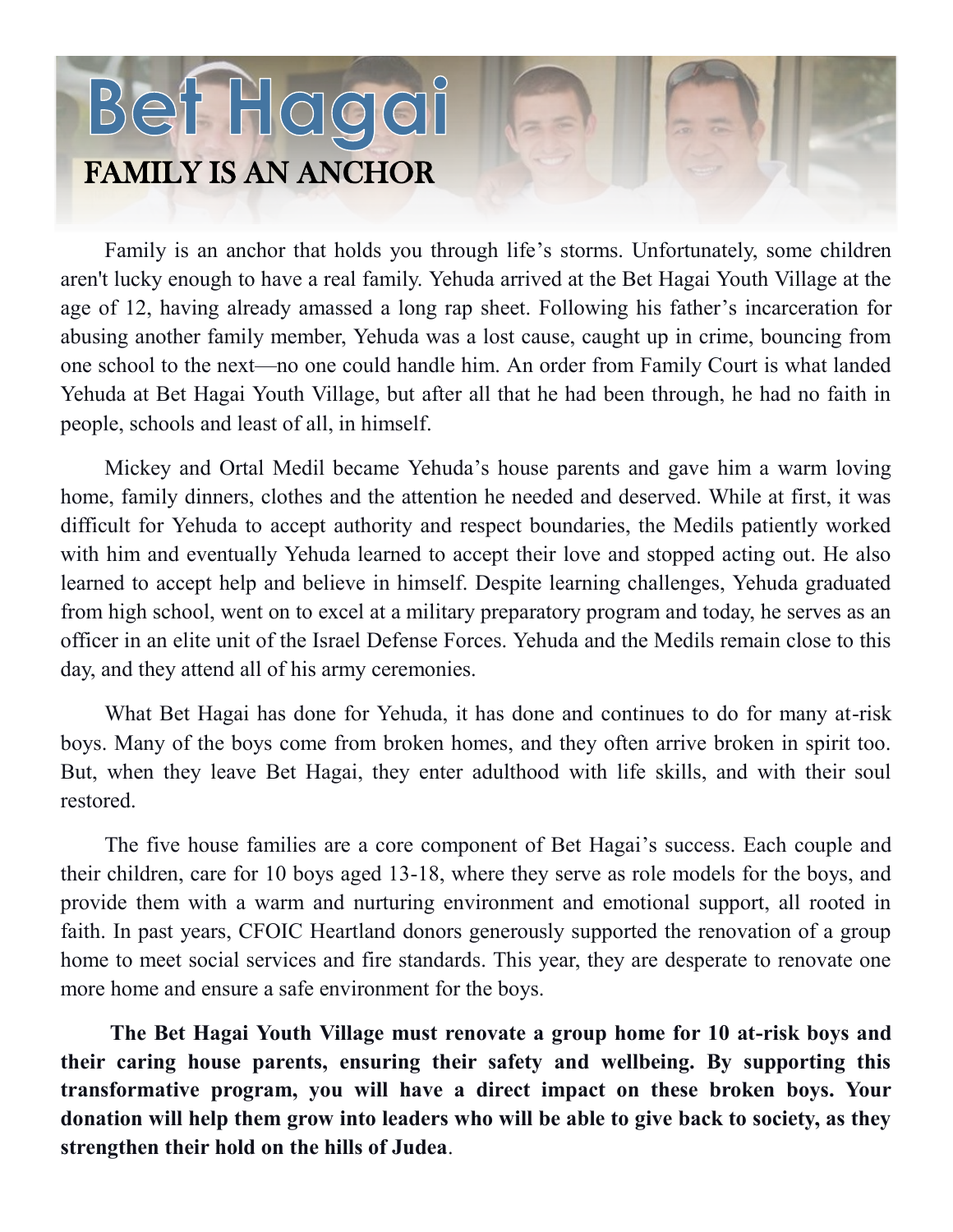# Bet Hagai

## FAMILY IS AN ANCHOR

Family is an anchor that holds you through life's storms. Unfortunately, some children aren't lucky enough to have a real family. Yehuda arrived at the Bet Hagai Youth Village at the age of 12, having already amassed a long rap sheet. Following his father's incarceration for abusing another family member, Yehuda was a lost cause, caught up in crime, bouncing from one school to the next—no one could handle him. An order from Family Court is what landed Yehuda at Bet Hagai Youth Village, but after all that he had been through, he had no faith in people, schools and least of all, in himself.

Mickey and Ortal Medil became Yehuda's house parents and gave him a warm loving home, family dinners, clothes and the attention he needed and deserved. While at first, it was difficult for Yehuda to accept authority and respect boundaries, the Medils patiently worked with him and eventually Yehuda learned to accept their love and stopped acting out. He also learned to accept help and believe in himself. Despite learning challenges, Yehuda graduated from high school, went on to excel at a military preparatory program and today, he serves as an officer in an elite unit of the Israel Defense Forces. Yehuda and the Medils remain close to this day, and they attend all of his army ceremonies.

What Bet Hagai has done for Yehuda, it has done and continues to do for many at-risk boys. Many of the boys come from broken homes, and they often arrive broken in spirit too. But, when they leave Bet Hagai, they enter adulthood with life skills, and with their soul restored.

The five house families are a core component of Bet Hagai's success. Each couple and their children, care for 10 boys aged 13-18, where they serve as role models for the boys, and provide them with a warm and nurturing environment and emotional support, all rooted in faith. In past years, CFOIC Heartland donors generously supported the renovation of a group home to meet social services and fire standards. This year, they are desperate to renovate one more home and ensure a safe environment for the boys.

**The Bet Hagai Youth Village must renovate a group home for 10 at-risk boys and their caring house parents, ensuring their safety and wellbeing. By supporting this transformative program, you will have a direct impact on these broken boys. Your donation will help them grow into leaders who will be able to give back to society, as they strengthen their hold on the hills of Judea**.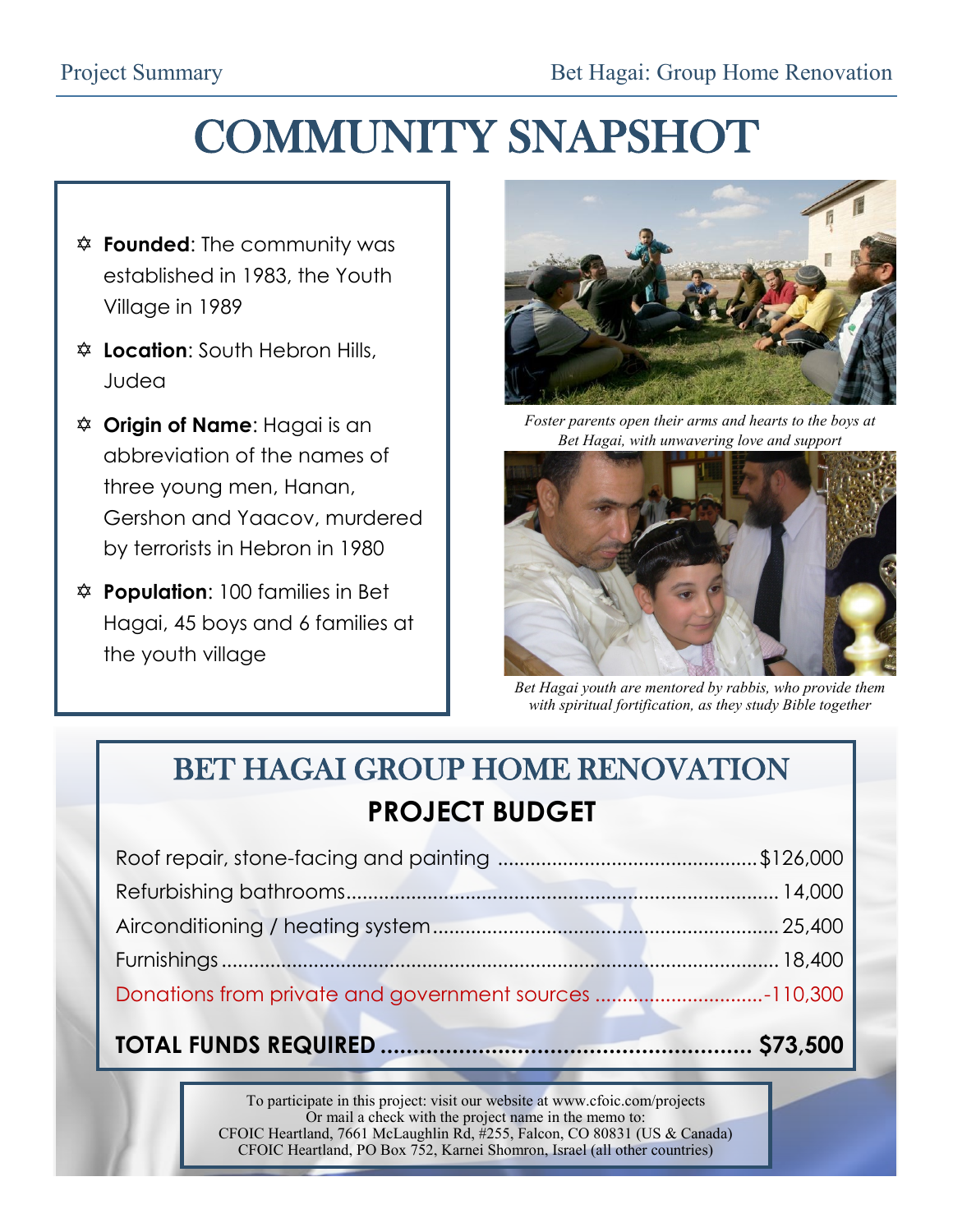# COMMUNITY SNAPSHOT

- **Founded**: The community was established in 1983, the Youth Village in 1989
- **Location**: South Hebron Hills, Judea
- **Origin of Name**: Hagai is an abbreviation of the names of three young men, Hanan, Gershon and Yaacov, murdered by terrorists in Hebron in 1980
- **Population**: 100 families in Bet Hagai, 45 boys and 6 families at the youth village

*Foster parents open their arms and hearts to the boys at Bet Hagai, with unwavering love and support*

*Bet Hagai youth are mentored by rabbis, who provide them with spiritual fortification, as they study Bible together*

## BET HAGAI GROUP HOME RENOVATION

### PROJECT BUDGET

| | |
|---|---|
| Roof repair, stone-facing and painting | $126,000 |
| Refurbishing bathrooms | 14,000 |
| Airconditioning / heating system | 25,400 |
| Furnishings | 18,400 |
| Donations from private and government sources | -110,300 |
| **TOTAL FUNDS REQUIRED** | **$73,500** |

To participate in this project: visit our website at www.cfoic.com/projects
Or mail a check with the project name in the memo to:
CFOIC Heartland, 7661 McLaughlin Rd, #255, Falcon, CO 80831 (US & Canada)
CFOIC Heartland, PO Box 752, Karnei Shomron, Israel (all other countries)